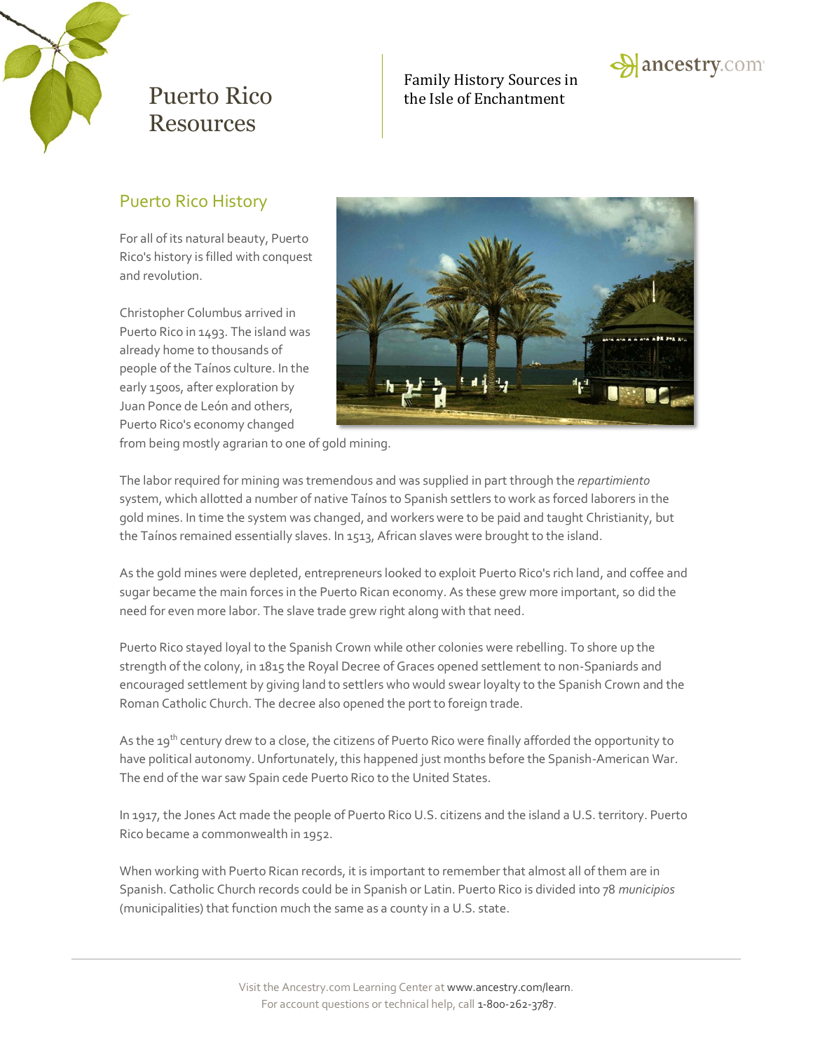# Puerto Rico Resources

Family History Sources in the Isle of Enchantment

## Puerto Rico History

For all of its natural beauty, Puerto Rico's history is filled with conquest and revolution.

Christopher Columbus arrived in Puerto Rico in 1493. The island was already home to thousands of people of the Taínos culture. In the early 1500s, after exploration by Juan Ponce de León and others, Puerto Rico's economy changed from being mostly agrarian to one of gold mining.

The labor required for mining was tremendous and was supplied in part through the *repartimiento* system, which allotted a number of native Taínos to Spanish settlers to work as forced laborers in the gold mines. In time the system was changed, and workers were to be paid and taught Christianity, but the Taínos remained essentially slaves. In 1513, African slaves were brought to the island.

As the gold mines were depleted, entrepreneurs looked to exploit Puerto Rico's rich land, and coffee and sugar became the main forces in the Puerto Rican economy. As these grew more important, so did the need for even more labor. The slave trade grew right along with that need.

Puerto Rico stayed loyal to the Spanish Crown while other colonies were rebelling. To shore up the strength of the colony, in 1815 the Royal Decree of Graces opened settlement to non-Spaniards and encouraged settlement by giving land to settlers who would swear loyalty to the Spanish Crown and the Roman Catholic Church. The decree also opened the port to foreign trade.

As the 19th century drew to a close, the citizens of Puerto Rico were finally afforded the opportunity to have political autonomy. Unfortunately, this happened just months before the Spanish-American War. The end of the war saw Spain cede Puerto Rico to the United States.

In 1917, the Jones Act made the people of Puerto Rico U.S. citizens and the island a U.S. territory. Puerto Rico became a commonwealth in 1952.

When working with Puerto Rican records, it is important to remember that almost all of them are in Spanish. Catholic Church records could be in Spanish or Latin. Puerto Rico is divided into 78 *municipios* (municipalities) that function much the same as a county in a U.S. state.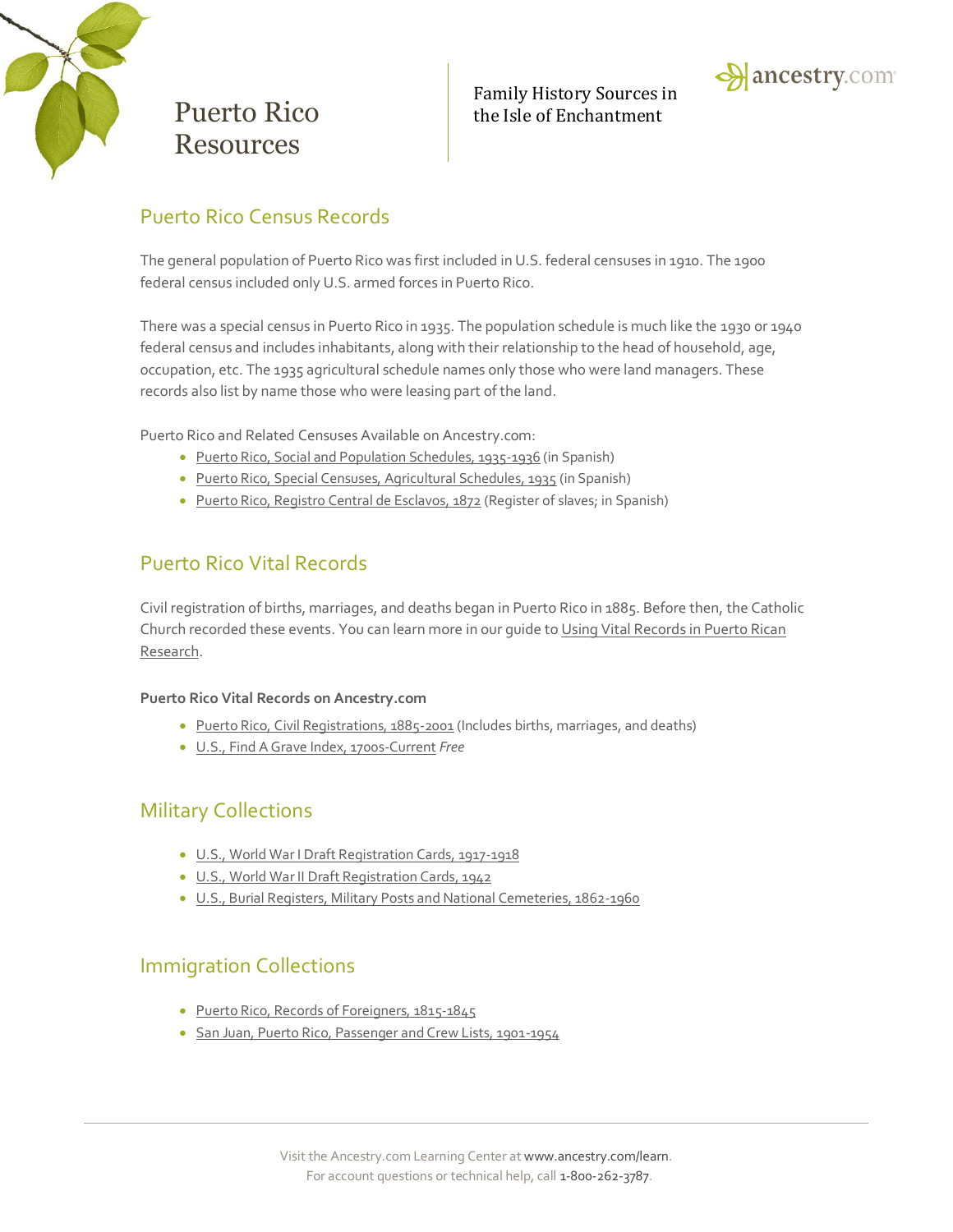# Puerto Rico Resources

Family History Sources in the Isle of Enchantment

## Puerto Rico Census Records

The general population of Puerto Rico was first included in U.S. federal censuses in 1910. The 1900 federal census included only U.S. armed forces in Puerto Rico.

There was a special census in Puerto Rico in 1935. The population schedule is much like the 1930 or 1940 federal census and includes inhabitants, along with their relationship to the head of household, age, occupation, etc. The 1935 agricultural schedule names only those who were land managers. These records also list by name those who were leasing part of the land.

Puerto Rico and Related Censuses Available on Ancestry.com:

- Puerto Rico, Social and Population Schedules, 1935-1936 (in Spanish)
- Puerto Rico, Special Censuses, Agricultural Schedules, 1935 (in Spanish)
- Puerto Rico, Registro Central de Esclavos, 1872 (Register of slaves; in Spanish)

## Puerto Rico Vital Records

Civil registration of births, marriages, and deaths began in Puerto Rico in 1885. Before then, the Catholic Church recorded these events. You can learn more in our guide to Using Vital Records in Puerto Rican Research.

**Puerto Rico Vital Records on Ancestry.com**

- Puerto Rico, Civil Registrations, 1885-2001 (Includes births, marriages, and deaths)
- U.S., Find A Grave Index, 1700s-Current *Free*

## Military Collections

- U.S., World War I Draft Registration Cards, 1917-1918
- U.S., World War II Draft Registration Cards, 1942
- U.S., Burial Registers, Military Posts and National Cemeteries, 1862-1960

## Immigration Collections

- Puerto Rico, Records of Foreigners, 1815-1845
- San Juan, Puerto Rico, Passenger and Crew Lists, 1901-1954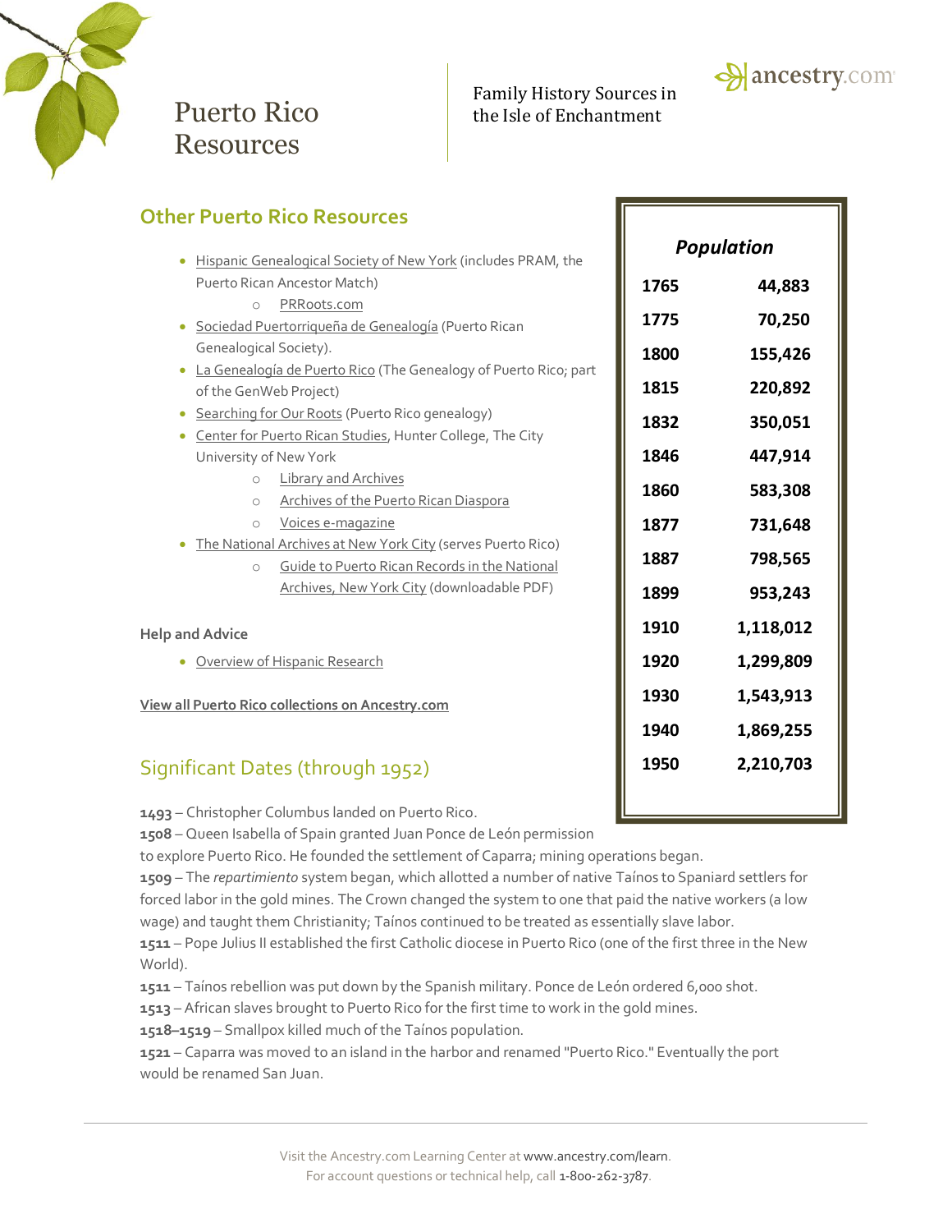## Other Puerto Rico Resources

- Hispanic Genealogical Society of New York (includes PRAM, the Puerto Rican Ancestor Match)
  - PRRoots.com
- Sociedad Puertorriqueña de Genealogía (Puerto Rican Genealogical Society).
- La Genealogía de Puerto Rico (The Genealogy of Puerto Rico; part of the GenWeb Project)
- Searching for Our Roots (Puerto Rico genealogy)
- Center for Puerto Rican Studies, Hunter College, The City University of New York
  - Library and Archives
  - Archives of the Puerto Rican Diaspora
  - Voices e-magazine
- The National Archives at New York City (serves Puerto Rico)
  - Guide to Puerto Rican Records in the National Archives, New York City (downloadable PDF)

**Help and Advice**

- Overview of Hispanic Research

**View all Puerto Rico collections on Ancestry.com**

| *Population* | |
|---|---|
| 1765 | 44,883 |
| 1775 | 70,250 |
| 1800 | 155,426 |
| 1815 | 220,892 |
| 1832 | 350,051 |
| 1846 | 447,914 |
| 1860 | 583,308 |
| 1877 | 731,648 |
| 1887 | 798,565 |
| 1899 | 953,243 |
| 1910 | 1,118,012 |
| 1920 | 1,299,809 |
| 1930 | 1,543,913 |
| 1940 | 1,869,255 |
| 1950 | 2,210,703 |

## Significant Dates (through 1952)

**1493** – Christopher Columbus landed on Puerto Rico.
**1508** – Queen Isabella of Spain granted Juan Ponce de León permission to explore Puerto Rico. He founded the settlement of Caparra; mining operations began.
**1509** – The *repartimiento* system began, which allotted a number of native Taínos to Spaniard settlers for forced labor in the gold mines. The Crown changed the system to one that paid the native workers (a low wage) and taught them Christianity; Taínos continued to be treated as essentially slave labor.
**1511** – Pope Julius II established the first Catholic diocese in Puerto Rico (one of the first three in the New World).
**1511** – Taínos rebellion was put down by the Spanish military. Ponce de León ordered 6,000 shot.
**1513** – African slaves brought to Puerto Rico for the first time to work in the gold mines.
**1518–1519** – Smallpox killed much of the Taínos population.
**1521** – Caparra was moved to an island in the harbor and renamed "Puerto Rico." Eventually the port would be renamed San Juan.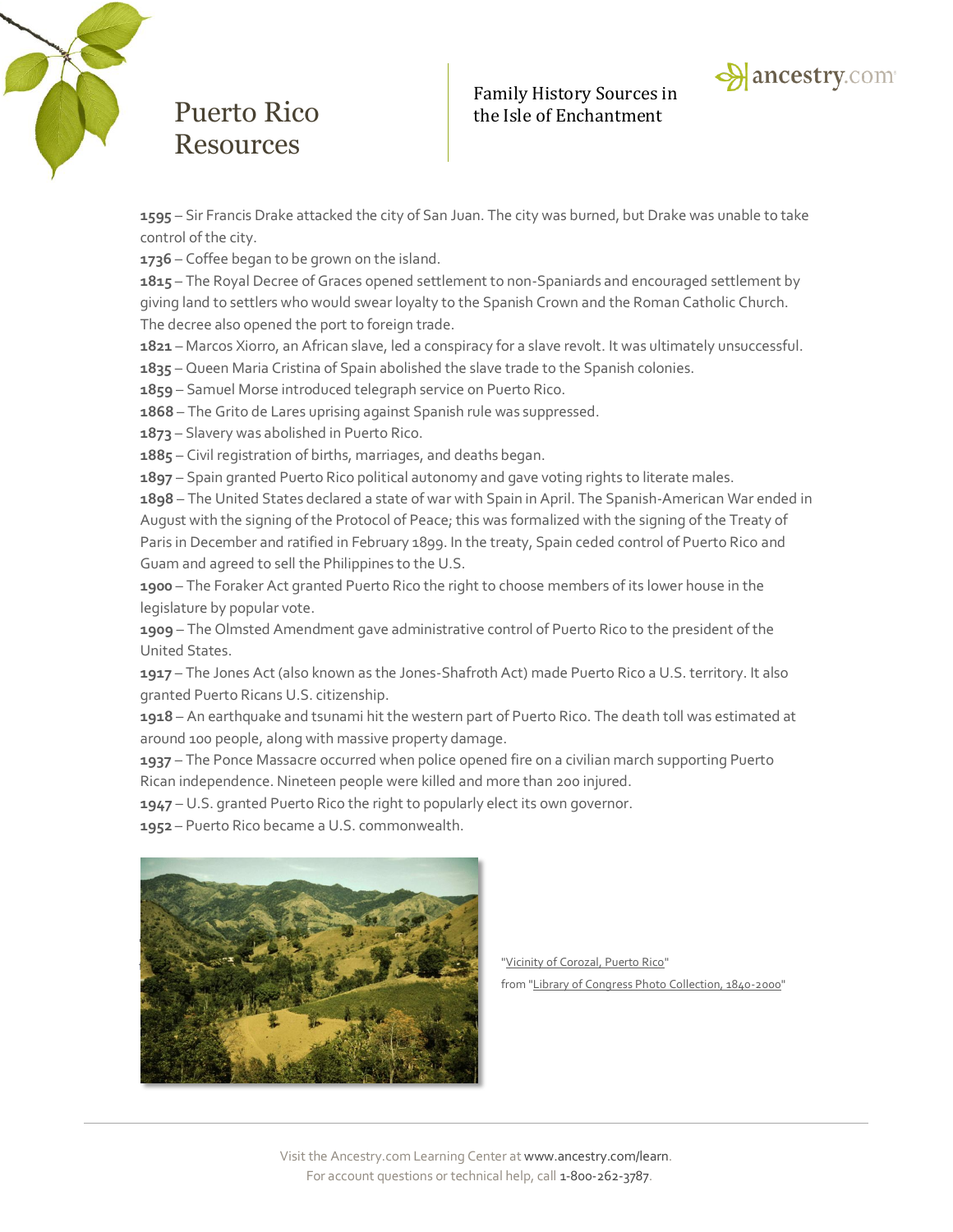1595 – Sir Francis Drake attacked the city of San Juan. The city was burned, but Drake was unable to take control of the city.

**1736** – Coffee began to be grown on the island.

**1815** – The Royal Decree of Graces opened settlement to non-Spaniards and encouraged settlement by giving land to settlers who would swear loyalty to the Spanish Crown and the Roman Catholic Church. The decree also opened the port to foreign trade.

**1821** – Marcos Xiorro, an African slave, led a conspiracy for a slave revolt. It was ultimately unsuccessful.

**1835** – Queen Maria Cristina of Spain abolished the slave trade to the Spanish colonies.

**1859** – Samuel Morse introduced telegraph service on Puerto Rico.

**1868** – The Grito de Lares uprising against Spanish rule was suppressed.

**1873** – Slavery was abolished in Puerto Rico.

**1885** – Civil registration of births, marriages, and deaths began.

**1897** – Spain granted Puerto Rico political autonomy and gave voting rights to literate males.

**1898** – The United States declared a state of war with Spain in April. The Spanish-American War ended in August with the signing of the Protocol of Peace; this was formalized with the signing of the Treaty of Paris in December and ratified in February 1899. In the treaty, Spain ceded control of Puerto Rico and Guam and agreed to sell the Philippines to the U.S.

**1900** – The Foraker Act granted Puerto Rico the right to choose members of its lower house in the legislature by popular vote.

**1909** – The Olmsted Amendment gave administrative control of Puerto Rico to the president of the United States.

**1917** – The Jones Act (also known as the Jones-Shafroth Act) made Puerto Rico a U.S. territory. It also granted Puerto Ricans U.S. citizenship.

**1918** – An earthquake and tsunami hit the western part of Puerto Rico. The death toll was estimated at around 100 people, along with massive property damage.

**1937** – The Ponce Massacre occurred when police opened fire on a civilian march supporting Puerto Rican independence. Nineteen people were killed and more than 200 injured.

**1947** – U.S. granted Puerto Rico the right to popularly elect its own governor.

**1952** – Puerto Rico became a U.S. commonwealth.

"Vicinity of Corozal, Puerto Rico"
from "Library of Congress Photo Collection, 1840-2000"